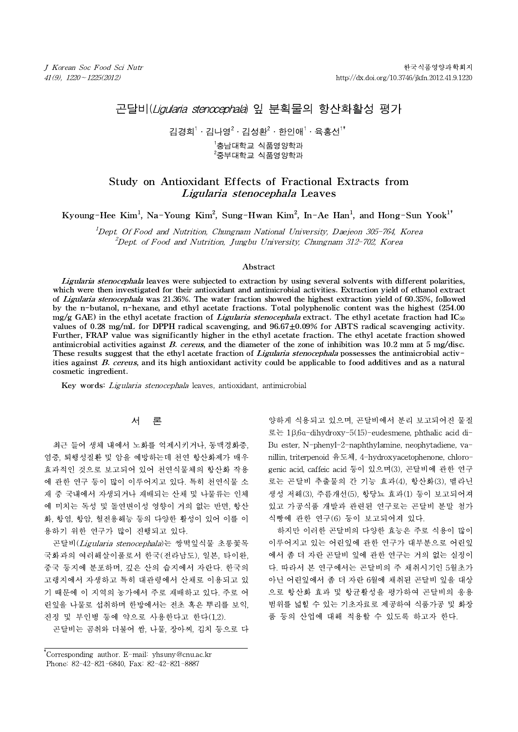# 곤달비(*Ligularia stenocephala*) 잎 분획물의 항산화활성 평가

김경희[1] · 김나영[2] · 김성환[2] · 한인애[1] · 육홍선[1†]

[1]충남대학교 식품영양학과
[2]중부대학교 식품영양학과

# Study on Antioxidant Effects of Fractional Extracts from *Ligularia stenocephala* Leaves

Kyoung-Hee Kim[1], Na-Young Kim[2], Sung-Hwan Kim[2], In-Ae Han[1], and Hong-Sun Yook[1†]

[1]*Dept. Of Food and Nutrition, Chungnam National University, Daejeon 305-764, Korea*
[2]*Dept. of Food and Nutrition, Jungbu University, Chungnam 312-702, Korea*

## Abstract

*Ligularia stenocephala* leaves were subjected to extraction by using several solvents with different polarities, which were then investigated for their antioxidant and antimicrobial activities. Extraction yield of ethanol extract of *Ligularia stenocephala* was 21.36%. The water fraction showed the highest extraction yield of 60.35%, followed by the n-butanol, n-hexane, and ethyl acetate fractions. Total polyphenolic content was the highest (254.00 mg/g GAE) in the ethyl acetate fraction of *Ligularia stenocephala* extract. The ethyl acetate fraction had $IC_{50}$ values of 0.28 mg/mL for DPPH radical scavenging, and 96.67±0.09% for ABTS radical scavenging activity. Further, FRAP value was significantly higher in the ethyl acetate fraction. The ethyl acetate fraction showed antimicrobial activities against *B. cereus*, and the diameter of the zone of inhibition was 10.2 mm at 5 mg/disc. These results suggest that the ethyl acetate fraction of *Ligularia stenocephala* possesses the antimicrobial activities against *B. cereus*, and its high antioxidant activity could be applicable to food additives and as a natural cosmetic ingredient.

**Key words:** *Ligularia stenocephala* leaves, antioxidant, antimicrobial

## 서 론

최근 들어 생체 내에서 노화를 억제시키거나, 동맥경화증, 염증, 퇴행성질환 및 암을 예방하는데 천연 항산화제가 매우 효과적인 것으로 보고되어 있어 천연식물체의 항산화 작용에 관한 연구 등이 많이 이루어지고 있다. 특히 천연식물 소재 중 국내에서 자생되거나 재배되는 산채 및 나물류는 인체에 미치는 독성 및 돌연변이성 영향이 거의 없는 반면, 항산화, 항염, 항암, 혈전용해능 등의 다양한 활성이 있어 이를 이용하기 위한 연구가 많이 진행되고 있다.

곤달비(*Ligularia stenocephala*)는 쌍떡잎식물 초롱꽃목 국화과의 여러해살이풀로서 한국(전라남도), 일본, 타이완, 중국 등지에 분포하며, 깊은 산의 습지에서 자란다. 한국의 고랭지에서 자생하고 특히 대관령에서 산채로 이용되고 있기 때문에 이 지역의 농가에서 주로 재배하고 있다. 주로 어린잎을 나물로 섭취하며 한방에서는 전초 혹은 뿌리를 보익, 진정 및 부인병 등에 약으로 사용한다고 한다(1,2).

곤달비는 곰취와 더불어 쌈, 나물, 장아찌, 김치 등으로 다양하게 식용되고 있으며, 곤달비에서 분리 보고되어진 물질로는 1β,6α-dihydroxy-5(15)-eudesmene, phthalic acid di-Bu ester, N-phenyl-2-naphthylamine, neophytadiene, vanillin, triterpenoid 유도체, 4-hydroxyacetophenone, chlorogenic acid, caffeic acid 등이 있으며(3), 곤달비에 관한 연구로는 곤달비 추출물의 간 기능 효과(4), 항산화(3), 멜라닌 생성 저해(3), 주름개선(5), 항당뇨 효과(1) 등이 보고되어져 있고 가공식품 개발과 관련된 연구로는 곤달비 분말 첨가 식빵에 관한 연구(6) 등이 보고되어져 있다.

하지만 이러한 곤달비의 다양한 효능은 주로 식용이 많이 이루어지고 있는 어린잎에 관한 연구가 대부분으로 어린잎에서 좀 더 자란 곤달비 잎에 관한 연구는 거의 없는 실정이다. 따라서 본 연구에서는 곤달비의 주 채취시기인 5월초가 아닌 어린잎에서 좀 더 자란 6월에 채취된 곤달비 잎을 대상으로 항산화 효과 및 항균활성을 평가하여 곤달비의 응용 범위를 넓힐 수 있는 기초자료로 제공하여 식품가공 및 화장품 등의 산업에 대해 적용할 수 있도록 하고자 한다.

---

†Corresponding author. E-mail: yhsuny@cnu.ac.kr
Phone: 82-42-821-6840, Fax: 82-42-821-8887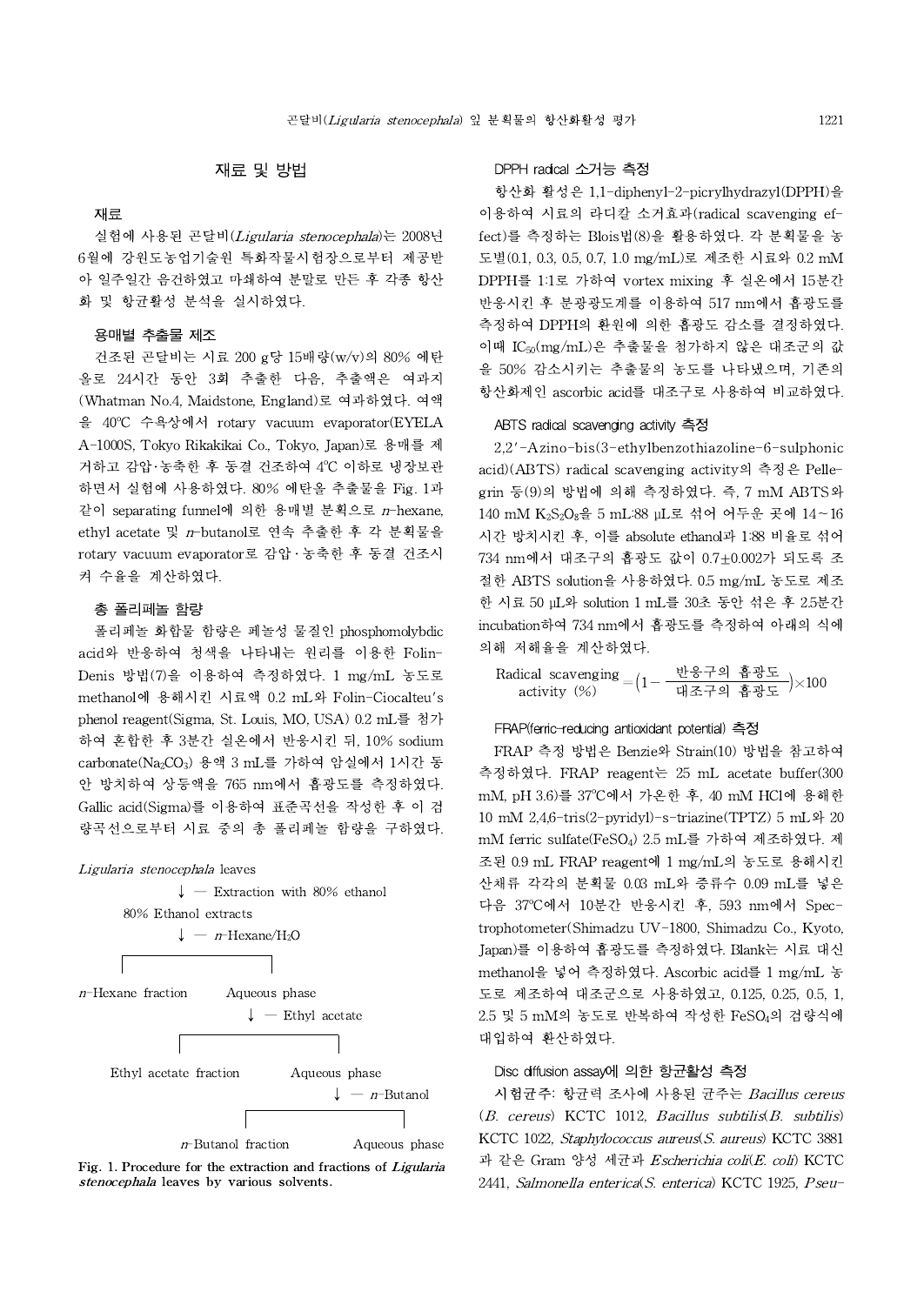## 재료 및 방법

### 재료

실험에 사용된 곤달비(*Ligularia stenocephala*)는 2008년 6월에 강원도농업기술원 특화작물시험장으로부터 제공받아 일주일간 음건하였고 마쇄하여 분말로 만든 후 각종 항산화 및 항균활성 분석을 실시하였다.

### 용매별 추출물 제조

건조된 곤달비는 시료 200 g당 15배량(w/v)의 80% 에탄올로 24시간 동안 3회 추출한 다음, 추출액은 여과지(Whatman No.4, Maidstone, England)로 여과하였다. 여액을 40°C 수욕상에서 rotary vacuum evaporator(EYELA A-1000S, Tokyo Rikakikai Co., Tokyo, Japan)로 용매를 제거하고 감압·농축한 후 동결 건조하여 4°C 이하로 냉장보관하면서 실험에 사용하였다. 80% 에탄올 추출물을 Fig. 1과 같이 separating funnel에 의한 용매별 분획으로 *n*-hexane, ethyl acetate 및 *n*-butanol로 연속 추출한 후 각 분획물을 rotary vacuum evaporator로 감압·농축한 후 동결 건조시켜 수율을 계산하였다.

### 총 폴리페놀 함량

폴리페놀 화합물 함량은 페놀성 물질인 phosphomolybdic acid와 반응하여 청색을 나타내는 원리를 이용한 Folin-Denis 방법(7)을 이용하여 측정하였다. 1 mg/mL 농도로 methanol에 용해시킨 시료액 0.2 mL와 Folin-Ciocalteu's phenol reagent(Sigma, St. Louis, MO, USA) 0.2 mL를 첨가하여 혼합한 후 3분간 실온에서 반응시킨 뒤, 10% sodium carbonate($Na_2CO_3$) 용액 3 mL를 가하여 암실에서 1시간 동안 방치하여 상등액을 765 nm에서 흡광도를 측정하였다. Gallic acid(Sigma)를 이용하여 표준곡선을 작성한 후 이 검량곡선으로부터 시료 중의 총 폴리페놀 함량을 구하였다.

*Ligularia stenocephala* leaves
↓ — Extraction with 80% ethanol
80% Ethanol extracts
↓ — *n*-Hexane/$H_2O$
*n*-Hexane fraction | Aqueous phase
↓ — Ethyl acetate
Ethyl acetate fraction | Aqueous phase
↓ — *n*-Butanol
*n*-Butanol fraction | Aqueous phase

**Fig. 1. Procedure for the extraction and fractions of *Ligularia stenocephala* leaves by various solvents.**

### DPPH radical 소거능 측정

항산화 활성은 1,1-diphenyl-2-picrylhydrazyl(DPPH)을 이용하여 시료의 라디칼 소거효과(radical scavenging effect)를 측정하는 Blois법(8)을 활용하였다. 각 분획물을 농도별(0.1, 0.3, 0.5, 0.7, 1.0 mg/mL)로 제조한 시료와 0.2 mM DPPH를 1:1로 가하여 vortex mixing 후 실온에서 15분간 반응시킨 후 분광광도계를 이용하여 517 nm에서 흡광도를 측정하여 DPPH의 환원에 의한 흡광도 감소를 결정하였다. 이때 $IC_{50}$(mg/mL)은 추출물을 첨가하지 않은 대조군의 값을 50% 감소시키는 추출물의 농도를 나타냈으며, 기존의 항산화제인 ascorbic acid를 대조구로 사용하여 비교하였다.

### ABTS radical scavenging activity 측정

2,2′-Azino-bis(3-ethylbenzothiazoline-6-sulphonic acid)(ABTS) radical scavenging activity의 측정은 Pellegrin 등(9)의 방법에 의해 측정하였다. 즉, 7 mM ABTS와 140 mM $K_2S_2O_8$을 5 mL:88 μL로 섞어 어두운 곳에 14~16시간 방치시킨 후, 이를 absolute ethanol과 1:88 비율로 섞어 734 nm에서 대조구의 흡광도 값이 0.7±0.002가 되도록 조절한 ABTS solution을 사용하였다. 0.5 mg/mL 농도로 제조한 시료 50 μL와 solution 1 mL를 30초 동안 섞은 후 2.5분간 incubation하여 734 nm에서 흡광도를 측정하여 아래의 식에 의해 저해율을 계산하였다.

$$\text{Radical scavenging activity (\%)} = \left(1 - \frac{\text{반응구의 흡광도}}{\text{대조구의 흡광도}}\right) \times 100$$

### FRAP(ferric-reducing antioxidant potential) 측정

FRAP 측정 방법은 Benzie와 Strain(10) 방법을 참고하여 측정하였다. FRAP reagent는 25 mL acetate buffer(300 mM, pH 3.6)를 37°C에서 가온한 후, 40 mM HCl에 용해한 10 mM 2,4,6-tris(2-pyridyl)-s-triazine(TPTZ) 5 mL와 20 mM ferric sulfate($FeSO_4$) 2.5 mL를 가하여 제조하였다. 제조된 0.9 mL FRAP reagent에 1 mg/mL의 농도로 용해시킨 산채류 각각의 분획물 0.03 mL와 증류수 0.09 mL를 넣은 다음 37°C에서 10분간 반응시킨 후, 593 nm에서 Spectrophotometer(Shimadzu UV-1800, Shimadzu Co., Kyoto, Japan)를 이용하여 흡광도를 측정하였다. Blank는 시료 대신 methanol을 넣어 측정하였다. Ascorbic acid를 1 mg/mL 농도로 제조하여 대조군으로 사용하였고, 0.125, 0.25, 0.5, 1, 2.5 및 5 mM의 농도로 반복하여 작성한 $FeSO_4$의 검량식에 대입하여 환산하였다.

### Disc diffusion assay에 의한 항균활성 측정

시험균주: 항균력 조사에 사용된 균주는 *Bacillus cereus* (*B. cereus*) KCTC 1012, *Bacillus subtilis*(*B. subtilis*) KCTC 1022, *Staphylococcus aureus*(*S. aureus*) KCTC 3881과 같은 Gram 양성 세균과 *Escherichia coli*(*E. coli*) KCTC 2441, *Salmonella enterica*(*S. enterica*) KCTC 1925, *Pseu-*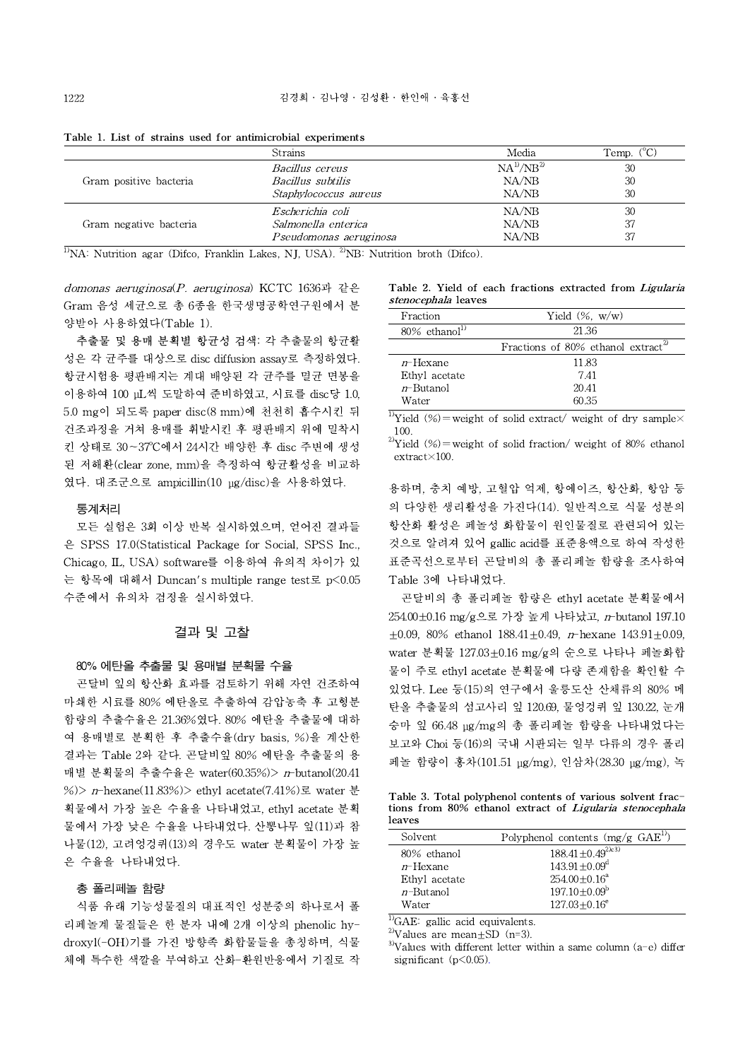Table 1. List of strains used for antimicrobial experiments

| | Strains | Media | Temp. (℃) |
|---|---|---|---|
| Gram positive bacteria | *Bacillus cereus* | NA[1)]/NB[2)] | 30 |
| | *Bacillus subtilis* | NA/NB | 30 |
| | *Staphylococcus aureus* | NA/NB | 30 |
| Gram negative bacteria | *Escherichia coli* | NA/NB | 30 |
| | *Salmonella enterica* | NA/NB | 37 |
| | *Pseudomonas aeruginosa* | NA/NB | 37 |

1)NA: Nutrition agar (Difco, Franklin Lakes, NJ, USA). 2)NB: Nutrition broth (Difco).

*domonas aeruginosa*(*P. aeruginosa*) KCTC 1636과 같은 Gram 음성 세균으로 총 6종을 한국생명공학연구원에서 분양받아 사용하였다(Table 1).

**추출물 및 용매 분획별 항균성 검색**: 각 추출물의 항균활성은 각 균주를 대상으로 disc diffusion assay로 측정하였다. 항균시험용 평판배지는 계대 배양된 각 균주를 멸균 면봉을 이용하여 100 μL씩 도말하여 준비하였고, 시료를 disc당 1.0, 5.0 mg이 되도록 paper disc(8 mm)에 천천히 흡수시킨 뒤 건조과정을 거쳐 용매를 휘발시킨 후 평판배지 위에 밀착시킨 상태로 30~37℃에서 24시간 배양한 후 disc 주변에 생성된 저해환(clear zone, mm)을 측정하여 항균활성을 비교하였다. 대조군으로 ampicillin(10 μg/disc)을 사용하였다.

### 통계처리

모든 실험은 3회 이상 반복 실시하였으며, 얻어진 결과들은 SPSS 17.0(Statistical Package for Social, SPSS Inc., Chicago, IL, USA) software를 이용하여 유의적 차이가 있는 항목에 대해서 Duncan's multiple range test로 $p<0.05$ 수준에서 유의차 검정을 실시하였다.

## 결과 및 고찰

### 80% 에탄올 추출물 및 용매별 분획물 수율

곤달비 잎의 항산화 효과를 검토하기 위해 자연 건조하여 마쇄한 시료를 80% 에탄올로 추출하여 감압농축 후 고형분 함량의 추출수율은 21.36%였다. 80% 에탄올 추출물에 대하여 용매별로 분획한 후 추출수율(dry basis, %)을 계산한 결과는 Table 2와 같다. 곤달비잎 80% 에탄올 추출물의 용매별 분획물의 추출수율은 water(60.35%)> *n*-butanol(20.41 %)> *n*-hexane(11.83%)> ethyl acetate(7.41%)로 water 분획물에서 가장 높은 수율을 나타내었고, ethyl acetate 분획물에서 가장 낮은 수율을 나타내었다. 산뽕나무 잎(11)과 참나물(12), 고려엉겅퀴(13)의 경우도 water 분획물이 가장 높은 수율을 나타내었다.

### 총 폴리페놀 함량

식품 유래 기능성물질의 대표적인 성분중의 하나로서 폴리페놀계 물질들은 한 분자 내에 2개 이상의 phenolic hydroxyl(-OH)기를 가진 방향족 화합물들을 총칭하며, 식물체에 특수한 색깔을 부여하고 산화-환원반응에서 기질로 작용하며, 충치 예방, 고혈압 억제, 항에이즈, 항산화, 항암 등의 다양한 생리활성을 가진다(14). 일반적으로 식물 성분의 항산화 활성은 페놀성 화합물이 원인물질로 관련되어 있는 것으로 알려져 있어 gallic acid를 표준용액으로 하여 작성한 표준곡선으로부터 곤달비의 총 폴리페놀 함량을 조사하여 Table 3에 나타내었다.

곤달비의 총 폴리페놀 함량은 ethyl acetate 분획물에서 254.00±0.16 mg/g으로 가장 높게 나타났고, *n*-butanol 197.10 ±0.09, 80% ethanol 188.41±0.49, *n*-hexane 143.91±0.09, water 분획물 127.03±0.16 mg/g의 순으로 나타나 페놀화합물이 주로 ethyl acetate 분획물에 다량 존재함을 확인할 수 있었다. Lee 등(15)의 연구에서 울릉도산 산채류의 80% 메탄올 추출물의 섬고사리 잎 120.69, 물엉겅퀴 잎 130.22, 눈개승마 잎 66.48 μg/mg의 총 폴리페놀 함량을 나타내었다는 보고와 Choi 등(16)의 국내 시판되는 일부 다류의 경우 폴리페놀 함량이 홍차(101.51 μg/mg), 인삼차(28.30 μg/mg), 녹

Table 2. Yield of each fractions extracted from *Ligularia stenocephala* leaves

| Fraction | Yield (%, w/w) |
|---|---|
| 80% ethanol[1)] | 21.36 |
| | Fractions of 80% ethanol extract[2)] |
| *n*-Hexane | 11.83 |
| Ethyl acetate | 7.41 |
| *n*-Butanol | 20.41 |
| Water | 60.35 |

1)Yield (%)=weight of solid extract/ weight of dry sample×100.
2)Yield (%)=weight of solid fraction/ weight of 80% ethanol extract×100.

Table 3. Total polyphenol contents of various solvent fractions from 80% ethanol extract of *Ligularia stenocephala* leaves

| Solvent | Polyphenol contents (mg/g GAE[1)]) |
|---|---|
| 80% ethanol | 188.41±0.49[2)c3)] |
| *n*-Hexane | 143.91±0.09[d] |
| Ethyl acetate | 254.00±0.16[a] |
| *n*-Butanol | 197.10±0.09[b] |
| Water | 127.03±0.16[e] |

1)GAE: gallic acid equivalents.
2)Values are mean±SD (n=3).
3)Values with different letter within a same column (a-e) differ significant ($p<0.05$).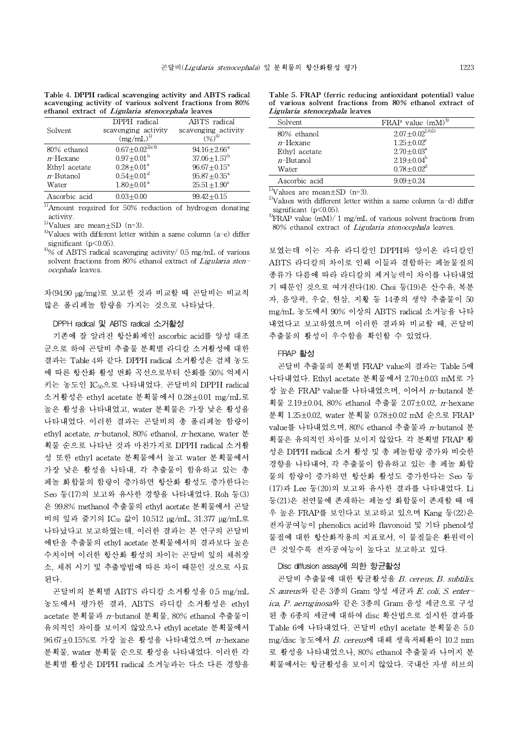**Table 4. DPPH radical scavenging activity and ABTS radical scavenging activity of various solvent fractions from 80% ethanol extract of *Ligularia stenocephala* leaves**

| Solvent | DPPH radical scavenging activity (mg/mL)[1)] | ABTS radical scavenging activity (%)[4)] |
|---|---|---|
| 80% ethanol | 0.67±0.02[2)c3)] | 94.16±2.66[a] |
| *n*-Hexane | 0.97±0.01[b] | 37.06±1.57[b] |
| Ethyl acetate | 0.28±0.01[e] | 96.67±0.15[a] |
| *n*-Butanol | 0.54±0.01[d] | 95.87±0.35[a] |
| Water | 1.80±0.01[a] | 25.51±1.90[c] |
| Ascorbic acid | 0.03±0.00 | 99.42±0.15 |

1)Amount required for 50% reduction of hydrogen donating activity.
2)Values are mean±SD (n=3).
3)Values with different letter within a same column (a-e) differ significant ($p<0.05$).
4)% of ABTS radical scavenging activity/ 0.5 mg/mL of various solvent fractions from 80% ethanol extract of *Ligularia stenocephala* leaves.

차(94.90 μg/mg)로 보고한 것과 비교할 때 곤달비는 비교적 많은 폴리페놀 함량을 가지는 것으로 나타났다.

### DPPH radical 및 ABTS radical 소거활성

기존에 잘 알려진 항산화제인 ascorbic acid를 양성 대조군으로 하여 곤달비 추출물 분획별 라디칼 소거활성에 대한 결과는 Table 4와 같다. DPPH radical 소거활성은 검체 농도에 따른 항산화 활성 변화 곡선으로부터 산화를 50% 억제시키는 농도인 $IC_{50}$으로 나타내었다. 곤달비의 DPPH radical 소거활성은 ethyl acetate 분획물에서 0.28±0.01 mg/mL로 높은 활성을 나타내었고, water 분획물은 가장 낮은 활성을 나타내었다. 이러한 결과는 곤달비의 총 폴리페놀 함량이 ethyl acetate, *n*-butanol, 80% ethanol, *n*-hexane, water 분획물 순으로 나타난 것과 마찬가지로 DPPH radical 소거활성 또한 ethyl acetate 분획물에서 높고 water 분획물에서 가장 낮은 활성을 나타내, 각 추출물이 함유하고 있는 총 페놀 화합물의 함량이 증가하면 항산화 활성도 증가한다는 Seo 등(17)의 보고와 유사한 경향을 나타내었다. Roh 등(3)은 99.8% methanol 추출물의 ethyl acetate 분획물에서 곤달비의 잎과 줄기의 $IC_{50}$ 값이 10.512 μg/mL, 31.377 μg/mL로 나타났다고 보고하였는데, 이러한 결과는 본 연구의 곤달비 에탄올 추출물의 ethyl acetate 분획물에서의 결과보다 높은 수치이며 이러한 항산화 활성의 차이는 곤달비 잎의 채취장소, 채취 시기 및 추출방법에 따른 차이 때문인 것으로 사료된다.

곤달비의 분획별 ABTS 라디칼 소거활성을 0.5 mg/mL 농도에서 평가한 결과, ABTS 라디칼 소거활성은 ethyl acetate 분획물과 *n*-butanol 분획물, 80% ethanol 추출물이 유의적인 차이를 보이지 않았으나 ethyl acetate 분획물에서 96.67±0.15%로 가장 높은 활성을 나타내었으며 *n*-hexane 분획물, water 분획물 순으로 활성을 나타내었다. 이러한 각 분획별 활성은 DPPH radical 소거능과는 다소 다른 경향을 보였는데 이는 자유 라디칼인 DPPH와 양이온 라디칼인 ABTS 라디칼의 차이로 인해 이들과 결합하는 페놀물질의 종류가 다름에 따라 라디칼의 제거능력이 차이를 나타내었기 때문인 것으로 여겨진다(18). Choi 등(19)은 산수유, 복분자, 음양곽, 우슬, 현삼, 지황 등 14종의 생약 추출물이 50 mg/mL 농도에서 90% 이상의 ABTS radical 소거능을 나타내었다고 보고하였으며 이러한 결과와 비교할 때, 곤달비 추출물의 활성이 우수함을 확인할 수 있었다.

**Table 5. FRAP (ferric reducing antioxidant potential) value of various solvent fractions from 80% ethanol extract of *Ligularia stenocephala* leaves**

| Solvent | FRAP value (mM)[3)] |
|---|---|
| 80% ethanol | 2.07±0.02[1)b2)] |
| *n*-Hexane | 1.25±0.02[c] |
| Ethyl acetate | 2.70±0.03[a] |
| *n*-Butanol | 2.19±0.04[b] |
| Water | 0.78±0.02[d] |
| Ascorbic acid | 9.09±0.24 |

1)Values are mean±SD (n=3).
2)Values with different letter within a same column (a-d) differ significant ($p<0.05$).
3)FRAP value (mM)/ 1 mg/mL of various solvent fractions from 80% ethanol extract of *Ligularia stenocephala* leaves.

### FRAP 활성

곤달비 추출물의 분획별 FRAP value의 결과는 Table 5에 나타내었다. Ethyl acetate 분획물에서 2.70±0.03 mM로 가장 높은 FRAP value를 나타내었으며, 이어서 *n*-butanol 분획물 2.19±0.04, 80% ethanol 추출물 2.07±0.02, *n*-hexane 분획 1.25±0.02, water 분획물 0.78±0.02 mM 순으로 FRAP value를 나타내었으며, 80% ethanol 추출물과 *n*-butanol 분획물은 유의적인 차이를 보이지 않았다. 각 분획별 FRAP 활성은 DPPH radical 소거 활성 및 총 페놀함량 증가와 비슷한 경향을 나타내어, 각 추출물이 함유하고 있는 총 페놀 화합물의 함량이 증가하면 항산화 활성도 증가한다는 Seo 등(17)과 Lee 등(20)의 보고와 유사한 결과를 나타내었다. Li 등(21)은 천연물에 존재하는 페놀성 화합물이 존재할 때 매우 높은 FRAP를 보인다고 보고하고 있으며 Kang 등(22)은 전자공여능이 phenolics acid와 flavonoid 및 기타 phenol성 물질에 대한 항산화작용의 지표로서, 이 물질들은 환원력이 큰 것일수록 전자공여능이 높다고 보고하고 있다.

### Disc diffusion assay에 의한 항균활성

곤달비 추출물에 대한 항균활성을 *B. cereus*, *B. subtilis*, *S. aureus*와 같은 3종의 Gram 양성 세균과 *E. coli*, *S. enterica*, *P. aeruginosa*와 같은 3종의 Gram 음성 세균으로 구성된 총 6종의 세균에 대하여 disc 확산법으로 실시한 결과를 Table 6에 나타내었다. 곤달비 ethyl acetate 분획물은 5.0 mg/disc 농도에서 *B. cereus*에 대해 생육저해환이 10.2 mm로 활성을 나타내었으나, 80% ethanol 추출물과 나머지 분획물에서는 항균활성을 보이지 않았다. 국내산 자생 허브의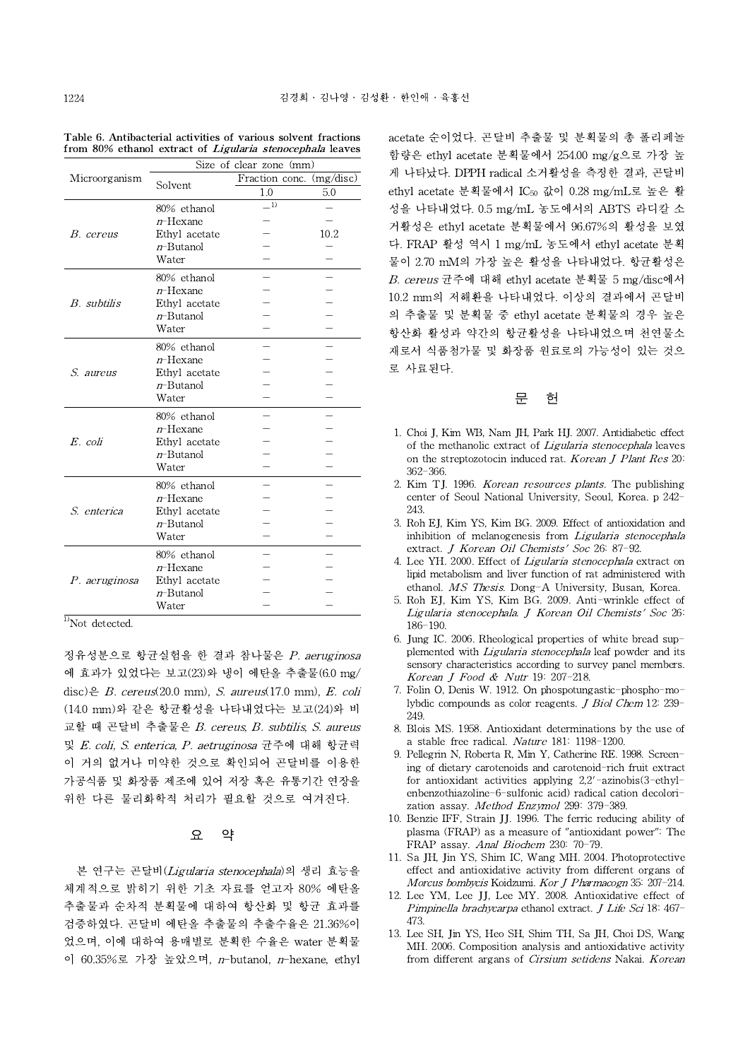**Table 6. Antibacterial activities of various solvent fractions from 80% ethanol extract of *Ligularia stenocephala* leaves**

| Microorganism | Solvent | Size of clear zone (mm) | |
|---|---|---|---|
| | | Fraction conc. (mg/disc) | |
| | | 1.0 | 5.0 |
| *B. cereus* | 80% ethanol | –[1)] | – |
| | *n*-Hexane | – | – |
| | Ethyl acetate | – | 10.2 |
| | *n*-Butanol | – | – |
| | Water | – | – |
| *B. subtilis* | 80% ethanol | – | – |
| | *n*-Hexane | – | – |
| | Ethyl acetate | – | – |
| | *n*-Butanol | – | – |
| | Water | – | – |
| *S. aureus* | 80% ethanol | – | – |
| | *n*-Hexane | – | – |
| | Ethyl acetate | – | – |
| | *n*-Butanol | – | – |
| | Water | – | – |
| *E. coli* | 80% ethanol | – | – |
| | *n*-Hexane | – | – |
| | Ethyl acetate | – | – |
| | *n*-Butanol | – | – |
| | Water | – | – |
| *S. enterica* | 80% ethanol | – | – |
| | *n*-Hexane | – | – |
| | Ethyl acetate | – | – |
| | *n*-Butanol | – | – |
| | Water | – | – |
| *P. aeruginosa* | 80% ethanol | – | – |
| | *n*-Hexane | – | – |
| | Ethyl acetate | – | – |
| | *n*-Butanol | – | – |
| | Water | – | – |

[1)]Not detected.

정유성분으로 항균실험을 한 결과 참나물은 *P. aeruginosa*에 효과가 있었다는 보고(23)와 냉이 에탄올 추출물(6.0 mg/disc)은 *B. cereus*(20.0 mm), *S. aureus*(17.0 mm), *E. coli*(14.0 mm)와 같은 항균활성을 나타내었다는 보고(24)와 비교할 때 곤달비 추출물은 *B. cereus*, *B. subtilis*, *S. aureus* 및 *E. coli*, *S. enterica*, *P. aetruginosa* 균주에 대해 항균력이 거의 없거나 미약한 것으로 확인되어 곤달비를 이용한 가공식품 및 화장품 제조에 있어 저장 혹은 유통기간 연장을 위한 다른 물리화학적 처리가 필요할 것으로 여겨진다.

## 요 약

본 연구는 곤달비(*Ligularia stenocephala*)의 생리 효능을 체계적으로 밝히기 위한 기초 자료를 얻고자 80% 에탄올 추출물과 순차적 분획물에 대하여 항산화 및 항균 효과를 검증하였다. 곤달비 에탄올 추출물의 추출수율은 21.36%이었으며, 이에 대하여 용매별로 분획한 수율은 water 분획물이 60.35%로 가장 높았으며, *n*-butanol, *n*-hexane, ethyl acetate 순이었다. 곤달비 추출물 및 분획물의 총 폴리페놀 함량은 ethyl acetate 분획물에서 254.00 mg/g으로 가장 높게 나타났다. DPPH radical 소거활성을 측정한 결과, 곤달비 ethyl acetate 분획물에서 $IC_{50}$ 값이 0.28 mg/mL로 높은 활성을 나타내었다. 0.5 mg/mL 농도에서의 ABTS 라디칼 소거활성은 ethyl acetate 분획물에서 96.67%의 활성을 보였다. FRAP 활성 역시 1 mg/mL 농도에서 ethyl acetate 분획물이 2.70 mM의 가장 높은 활성을 나타내었다. 항균활성은 *B. cereus* 균주에 대해 ethyl acetate 분획물 5 mg/disc에서 10.2 mm의 저해환을 나타내었다. 이상의 결과에서 곤달비의 추출물 및 분획물 중 ethyl acetate 분획물의 경우 높은 항산화 활성과 약간의 항균활성을 나타내었으며 천연물소재로서 식품첨가물 및 화장품 원료로의 가능성이 있는 것으로 사료된다.

## 문 헌

1. Choi J, Kim WB, Nam JH, Park HJ. 2007. Antidiabetic effect of the methanolic extract of *Ligularia stenocephala* leaves on the streptozotocin induced rat. *Korean J Plant Res* 20: 362-366.
2. Kim TJ. 1996. *Korean resources plants*. The publishing center of Seoul National University, Seoul, Korea. p 242-243.
3. Roh EJ, Kim YS, Kim BG. 2009. Effect of antioxidation and inhibition of melanogenesis from *Ligularia stenocephala* extract. *J Korean Oil Chemists' Soc* 26: 87-92.
4. Lee YH. 2000. Effect of *Ligularia stenocephala* extract on lipid metabolism and liver function of rat administered with ethanol. *MS Thesis*. Dong-A University, Busan, Korea.
5. Roh EJ, Kim YS, Kim BG. 2009. Anti-wrinkle effect of *Ligularia stenocephala*. *J Korean Oil Chemists' Soc* 26: 186-190.
6. Jung IC. 2006. Rheological properties of white bread supplemented with *Ligularia stenocephala* leaf powder and its sensory characteristics according to survey panel members. *Korean J Food & Nutr* 19: 207-218.
7. Folin O, Denis W. 1912. On phospotungastic-phospho-molybdic compounds as color reagents. *J Biol Chem* 12: 239-249.
8. Blois MS. 1958. Antioxidant determinations by the use of a stable free radical. *Nature* 181: 1198-1200.
9. Pellegrin N, Roberta R, Min Y, Catherine RE. 1998. Screening of dietary carotenoids and carotenoid-rich fruit extract for antioxidant activities applying 2,2′-azinobis(3-ethylenbenzothiazoline-6-sulfonic acid) radical cation decolorization assay. *Method Enzymol* 299: 379-389.
10. Benzie IFF, Strain JJ. 1996. The ferric reducing ability of plasma (FRAP) as a measure of "antioxidant power": The FRAP assay. *Anal Biochem* 230: 70-79.
11. Sa JH, Jin YS, Shim IC, Wang MH. 2004. Photoprotective effect and antioxidative activity from different organs of *Morcus bombycis* Koidzumi. *Kor J Pharmacogn* 35: 207-214.
12. Lee YM, Lee JJ, Lee MY. 2008. Antioxidative effect of *Pimpinella brachycarpa* ethanol extract. *J Life Sci* 18: 467-473.
13. Lee SH, Jin YS, Heo SH, Shim TH, Sa JH, Choi DS, Wang MH. 2006. Composition analysis and antioxidative activity from different argans of *Cirsium setidens* Nakai. *Korean*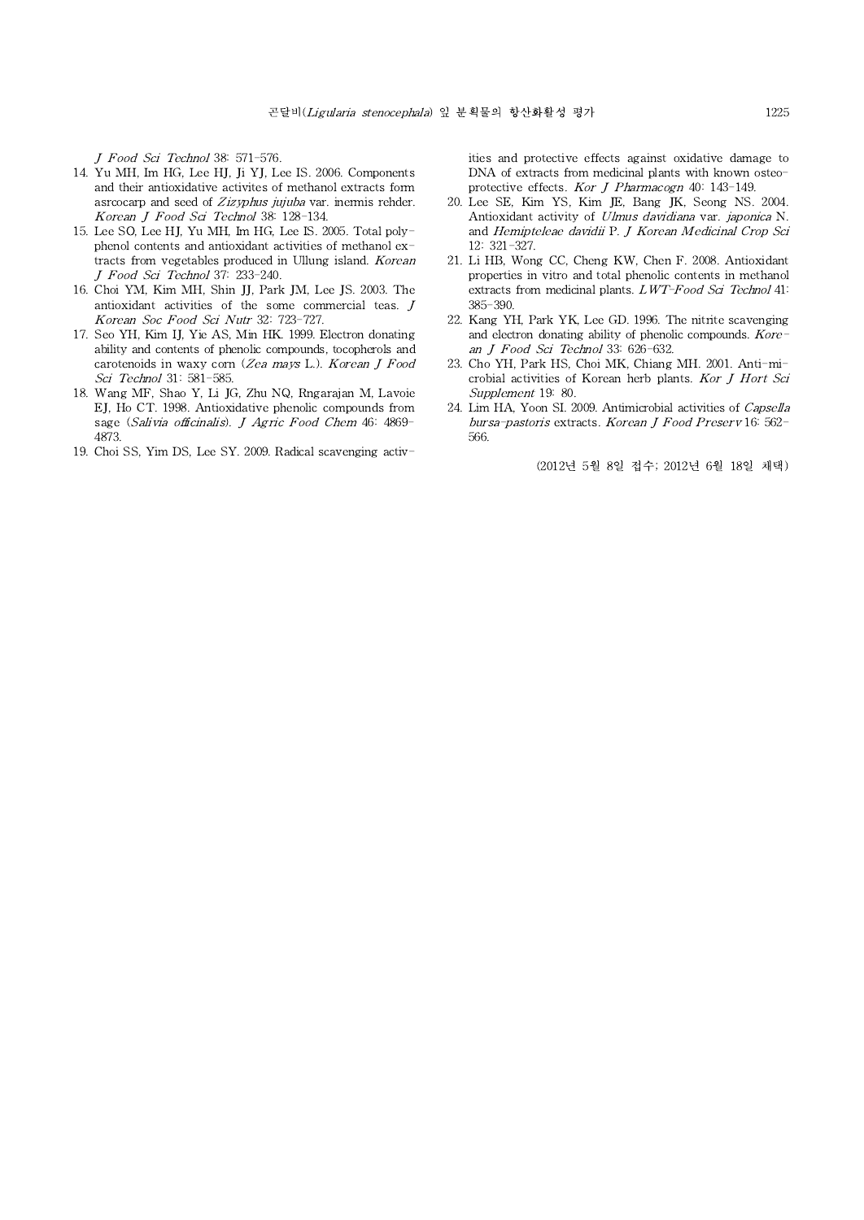J Food Sci Technol 38: 571-576.

14. Yu MH, Im HG, Lee HJ, Ji YJ, Lee IS. 2006. Components and their antioxidative activites of methanol extracts form asrcocarp and seed of *Zizyphus jujuba* var. inermis rehder. *Korean J Food Sci Technol* 38: 128-134.
15. Lee SO, Lee HJ, Yu MH, Im HG, Lee IS. 2005. Total polyphenol contents and antioxidant activities of methanol extracts from vegetables produced in Ullung island. *Korean J Food Sci Technol* 37: 233-240.
16. Choi YM, Kim MH, Shin JJ, Park JM, Lee JS. 2003. The antioxidant activities of the some commercial teas. *J Korean Soc Food Sci Nutr* 32: 723-727.
17. Seo YH, Kim IJ, Yie AS, Min HK. 1999. Electron donating ability and contents of phenolic compounds, tocopherols and carotenoids in waxy corn (*Zea mays* L.). *Korean J Food Sci Technol* 31: 581-585.
18. Wang MF, Shao Y, Li JG, Zhu NQ, Rngarajan M, Lavoie EJ, Ho CT. 1998. Antioxidative phenolic compounds from sage (*Salivia officinalis*). *J Agric Food Chem* 46: 4869-4873.
19. Choi SS, Yim DS, Lee SY. 2009. Radical scavenging activities and protective effects against oxidative damage to DNA of extracts from medicinal plants with known osteoprotective effects. *Kor J Pharmacogn* 40: 143-149.
20. Lee SE, Kim YS, Kim JE, Bang JK, Seong NS. 2004. Antioxidant activity of *Ulmus davidiana* var. *japonica* N. and *Hemipteleae davidii* P. *J Korean Medicinal Crop Sci* 12: 321-327.
21. Li HB, Wong CC, Cheng KW, Chen F. 2008. Antioxidant properties in vitro and total phenolic contents in methanol extracts from medicinal plants. *LWT-Food Sci Technol* 41: 385-390.
22. Kang YH, Park YK, Lee GD. 1996. The nitrite scavenging and electron donating ability of phenolic compounds. *Korean J Food Sci Technol* 33: 626-632.
23. Cho YH, Park HS, Choi MK, Chiang MH. 2001. Anti-microbial activities of Korean herb plants. *Kor J Hort Sci Supplement* 19: 80.
24. Lim HA, Yoon SI. 2009. Antimicrobial activities of *Capsella bursa-pastoris* extracts. *Korean J Food Preserv* 16: 562-566.

(2012년 5월 8일 접수; 2012년 6월 18일 채택)